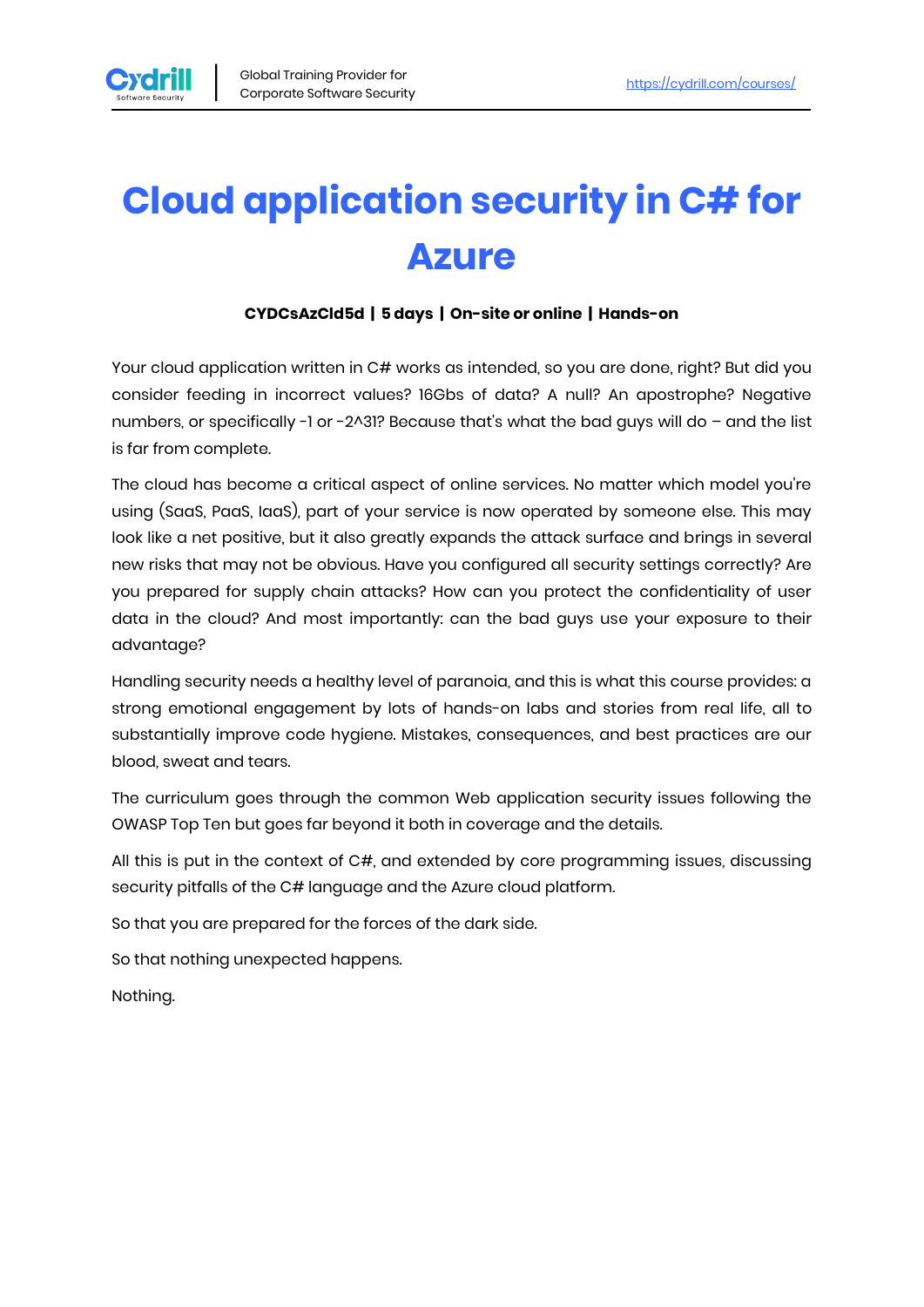# Cloud application security in C# for Azure

**CYDCsAzCld5d | 5 days | On-site or online | Hands-on**

Your cloud application written in C# works as intended, so you are done, right? But did you consider feeding in incorrect values? 16Gbs of data? A null? An apostrophe? Negative numbers, or specifically -1 or -2^31? Because that's what the bad guys will do – and the list is far from complete.

The cloud has become a critical aspect of online services. No matter which model you're using (SaaS, PaaS, IaaS), part of your service is now operated by someone else. This may look like a net positive, but it also greatly expands the attack surface and brings in several new risks that may not be obvious. Have you configured all security settings correctly? Are you prepared for supply chain attacks? How can you protect the confidentiality of user data in the cloud? And most importantly: can the bad guys use your exposure to their advantage?

Handling security needs a healthy level of paranoia, and this is what this course provides: a strong emotional engagement by lots of hands-on labs and stories from real life, all to substantially improve code hygiene. Mistakes, consequences, and best practices are our blood, sweat and tears.

The curriculum goes through the common Web application security issues following the OWASP Top Ten but goes far beyond it both in coverage and the details.

All this is put in the context of C#, and extended by core programming issues, discussing security pitfalls of the C# language and the Azure cloud platform.

So that you are prepared for the forces of the dark side.

So that nothing unexpected happens.

Nothing.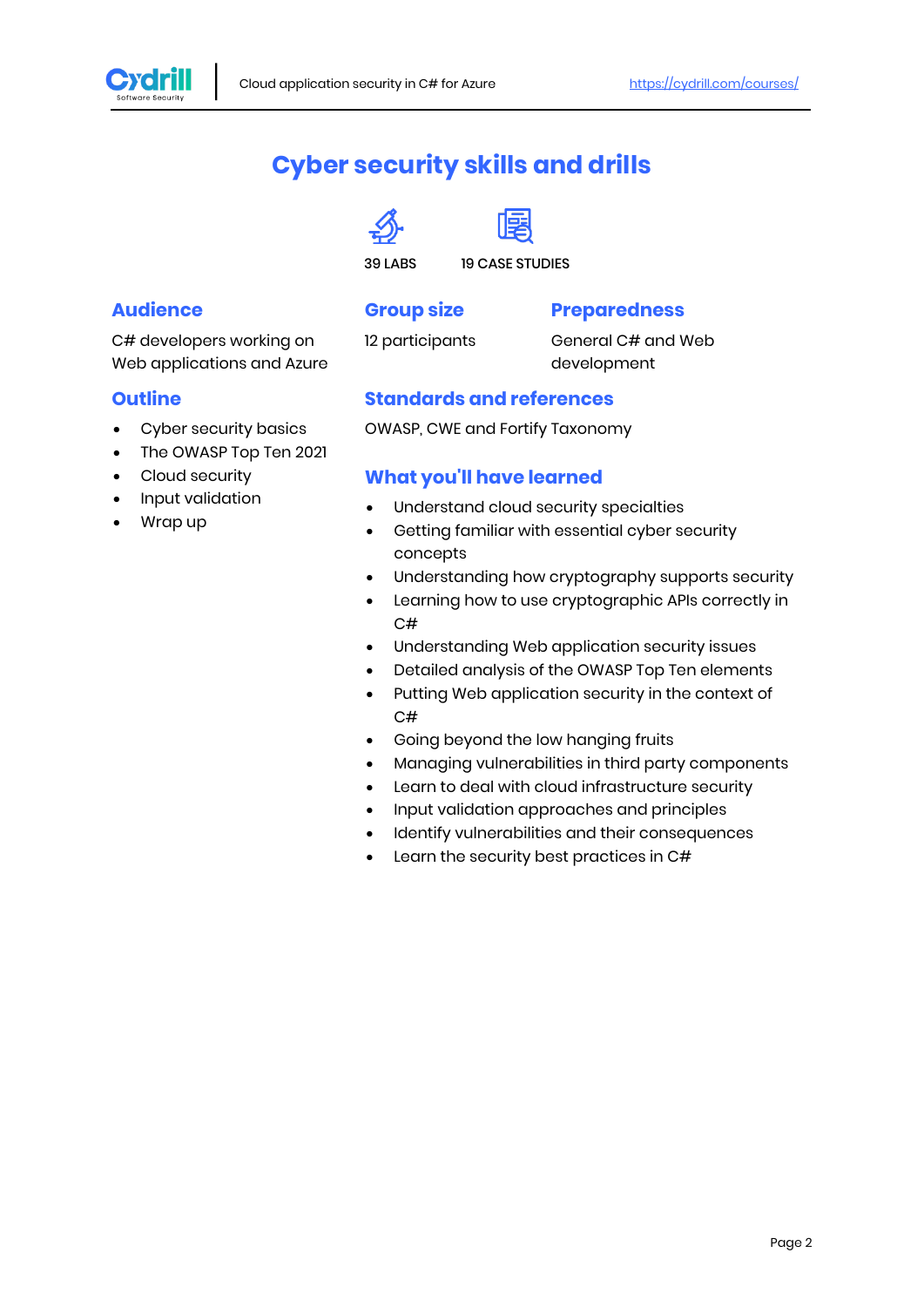# Cyber security skills and drills

39 LABS

19 CASE STUDIES

## Audience

C# developers working on Web applications and Azure

## Group size

12 participants

## Preparedness

General C# and Web development

## Outline

- Cyber security basics
- The OWASP Top Ten 2021
- Cloud security
- Input validation
- Wrap up

## Standards and references

OWASP, CWE and Fortify Taxonomy

## What you'll have learned

- Understand cloud security specialties
- Getting familiar with essential cyber security concepts
- Understanding how cryptography supports security
- Learning how to use cryptographic APIs correctly in C#
- Understanding Web application security issues
- Detailed analysis of the OWASP Top Ten elements
- Putting Web application security in the context of C#
- Going beyond the low hanging fruits
- Managing vulnerabilities in third party components
- Learn to deal with cloud infrastructure security
- Input validation approaches and principles
- Identify vulnerabilities and their consequences
- Learn the security best practices in C#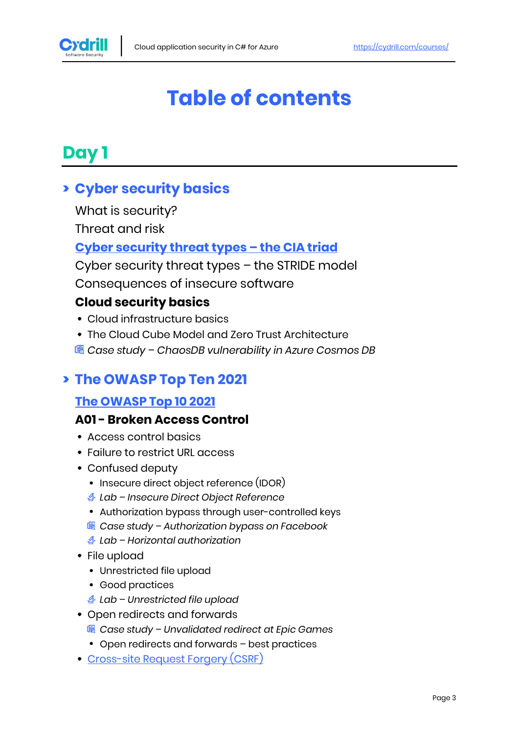# Table of contents

## Day 1

### › Cyber security basics

What is security?

Threat and risk

**Cyber security threat types – the CIA triad**

Cyber security threat types – the STRIDE model

Consequences of insecure software

**Cloud security basics**

- Cloud infrastructure basics
- The Cloud Cube Model and Zero Trust Architecture

*Case study – ChaosDB vulnerability in Azure Cosmos DB*

### › The OWASP Top Ten 2021

**The OWASP Top 10 2021**

**A01 - Broken Access Control**

- Access control basics
- Failure to restrict URL access
- Confused deputy
  - Insecure direct object reference (IDOR)
  - *Lab – Insecure Direct Object Reference*
  - Authorization bypass through user-controlled keys
  - *Case study – Authorization bypass on Facebook*
  - *Lab – Horizontal authorization*
- File upload
  - Unrestricted file upload
  - Good practices
  - *Lab – Unrestricted file upload*
- Open redirects and forwards
  - *Case study – Unvalidated redirect at Epic Games*
  - Open redirects and forwards – best practices
- Cross-site Request Forgery (CSRF)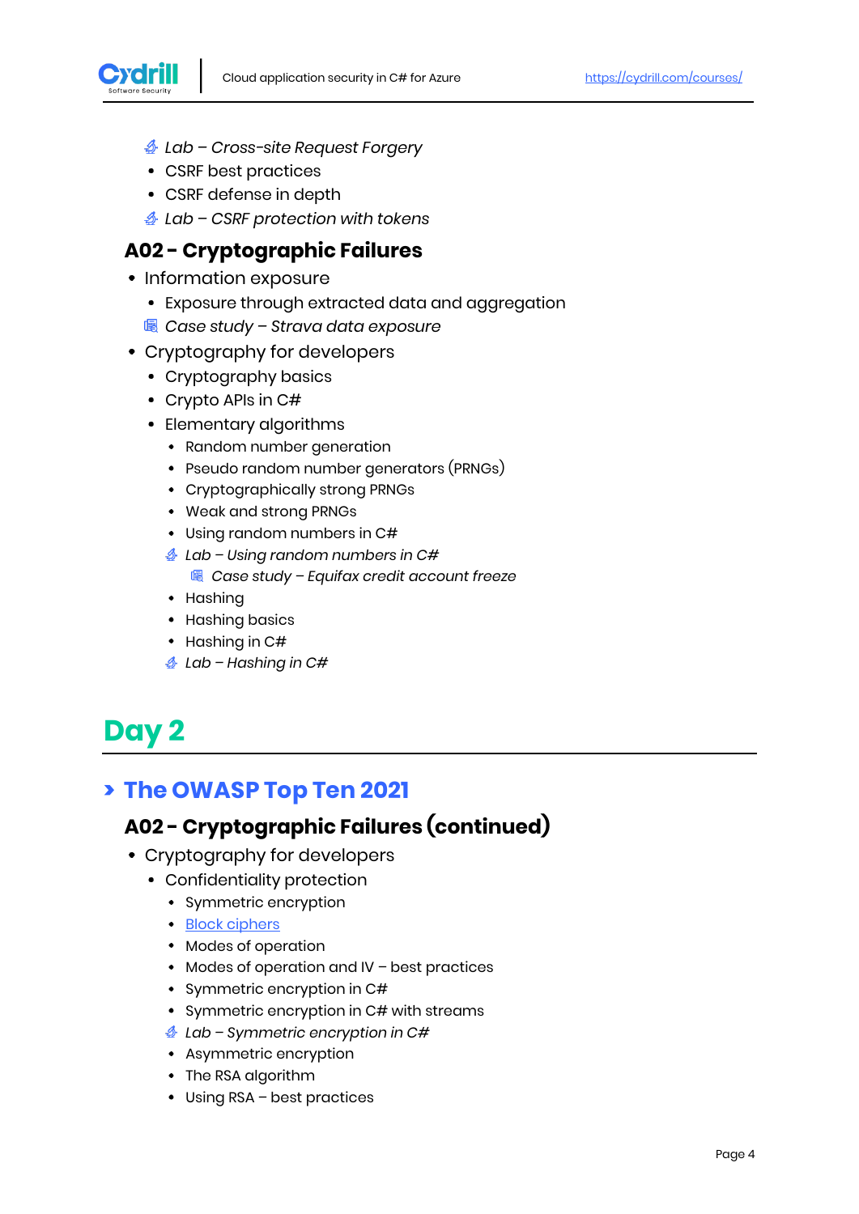- *Lab – Cross-site Request Forgery*
- CSRF best practices
- CSRF defense in depth
- *Lab – CSRF protection with tokens*

### A02 - Cryptographic Failures

- Information exposure
  - Exposure through extracted data and aggregation
  - *Case study – Strava data exposure*
- Cryptography for developers
  - Cryptography basics
  - Crypto APIs in C#
  - Elementary algorithms
    - Random number generation
    - Pseudo random number generators (PRNGs)
    - Cryptographically strong PRNGs
    - Weak and strong PRNGs
    - Using random numbers in C#
    - *Lab – Using random numbers in C#*
      - *Case study – Equifax credit account freeze*
    - Hashing
    - Hashing basics
    - Hashing in C#
    - *Lab – Hashing in C#*

# Day 2

## The OWASP Top Ten 2021

### A02 - Cryptographic Failures (continued)

- Cryptography for developers
  - Confidentiality protection
    - Symmetric encryption
    - Block ciphers
    - Modes of operation
    - Modes of operation and IV – best practices
    - Symmetric encryption in C#
    - Symmetric encryption in C# with streams
    - *Lab – Symmetric encryption in C#*
    - Asymmetric encryption
    - The RSA algorithm
    - Using RSA – best practices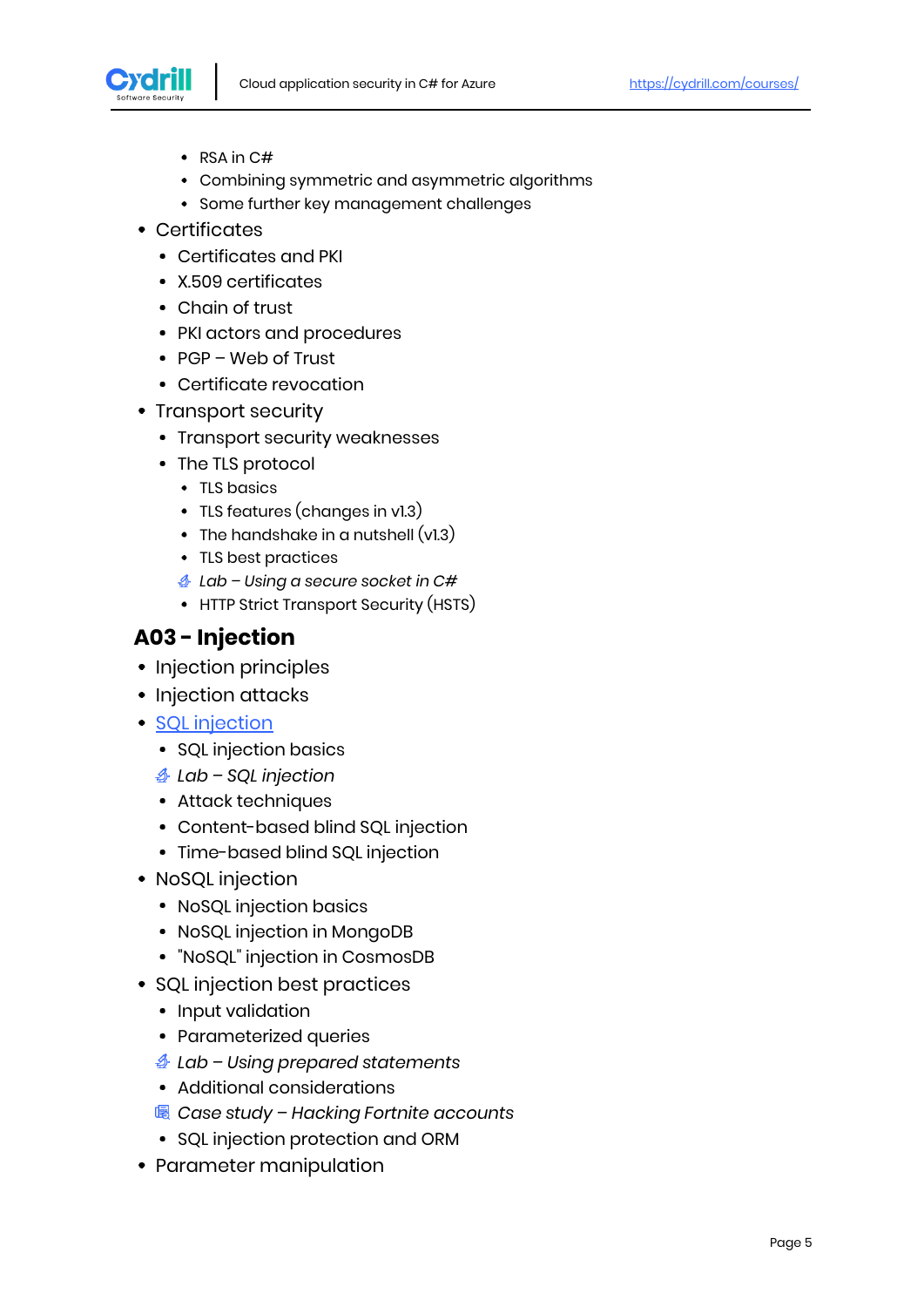- RSA in C#
    - Combining symmetric and asymmetric algorithms
    - Some further key management challenges
- Certificates
  - Certificates and PKI
  - X.509 certificates
  - Chain of trust
  - PKI actors and procedures
  - PGP – Web of Trust
  - Certificate revocation
- Transport security
  - Transport security weaknesses
  - The TLS protocol
    - TLS basics
    - TLS features (changes in v1.3)
    - The handshake in a nutshell (v1.3)
    - TLS best practices
    - *Lab – Using a secure socket in C#*
    - HTTP Strict Transport Security (HSTS)

## A03 - Injection

- Injection principles
- Injection attacks
- SQL injection
  - SQL injection basics
  - *Lab – SQL injection*
  - Attack techniques
  - Content-based blind SQL injection
  - Time-based blind SQL injection
- NoSQL injection
  - NoSQL injection basics
  - NoSQL injection in MongoDB
  - "NoSQL" injection in CosmosDB
- SQL injection best practices
  - Input validation
  - Parameterized queries
  - *Lab – Using prepared statements*
  - Additional considerations
  - *Case study – Hacking Fortnite accounts*
  - SQL injection protection and ORM
- Parameter manipulation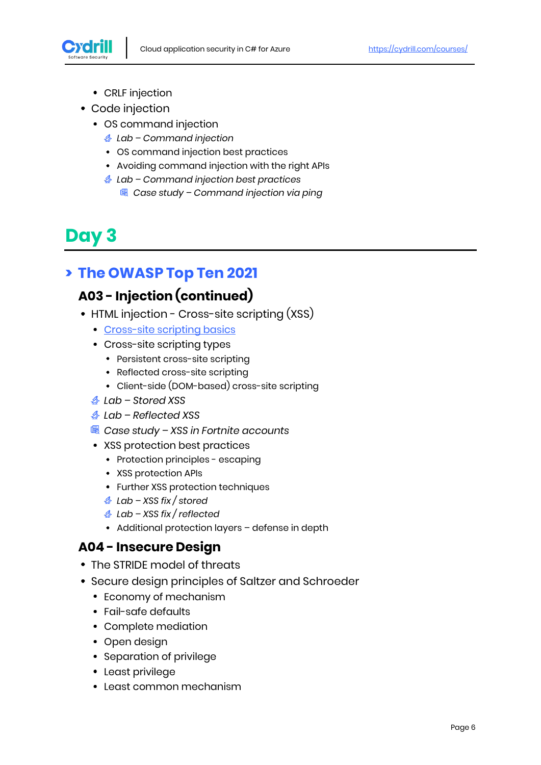- CRLF injection
- Code injection
  - OS command injection
    - *Lab – Command injection*
    - OS command injection best practices
    - Avoiding command injection with the right APIs
    - *Lab – Command injection best practices*
      - *Case study – Command injection via ping*

# Day 3

## › The OWASP Top Ten 2021

### A03 - Injection (continued)

- HTML injection - Cross-site scripting (XSS)
  - Cross-site scripting basics
  - Cross-site scripting types
    - Persistent cross-site scripting
    - Reflected cross-site scripting
    - Client-side (DOM-based) cross-site scripting
  - *Lab – Stored XSS*
  - *Lab – Reflected XSS*
  - *Case study – XSS in Fortnite accounts*
  - XSS protection best practices
    - Protection principles - escaping
    - XSS protection APIs
    - Further XSS protection techniques
    - *Lab – XSS fix / stored*
    - *Lab – XSS fix / reflected*
    - Additional protection layers – defense in depth

### A04 - Insecure Design

- The STRIDE model of threats
- Secure design principles of Saltzer and Schroeder
  - Economy of mechanism
  - Fail-safe defaults
  - Complete mediation
  - Open design
  - Separation of privilege
  - Least privilege
  - Least common mechanism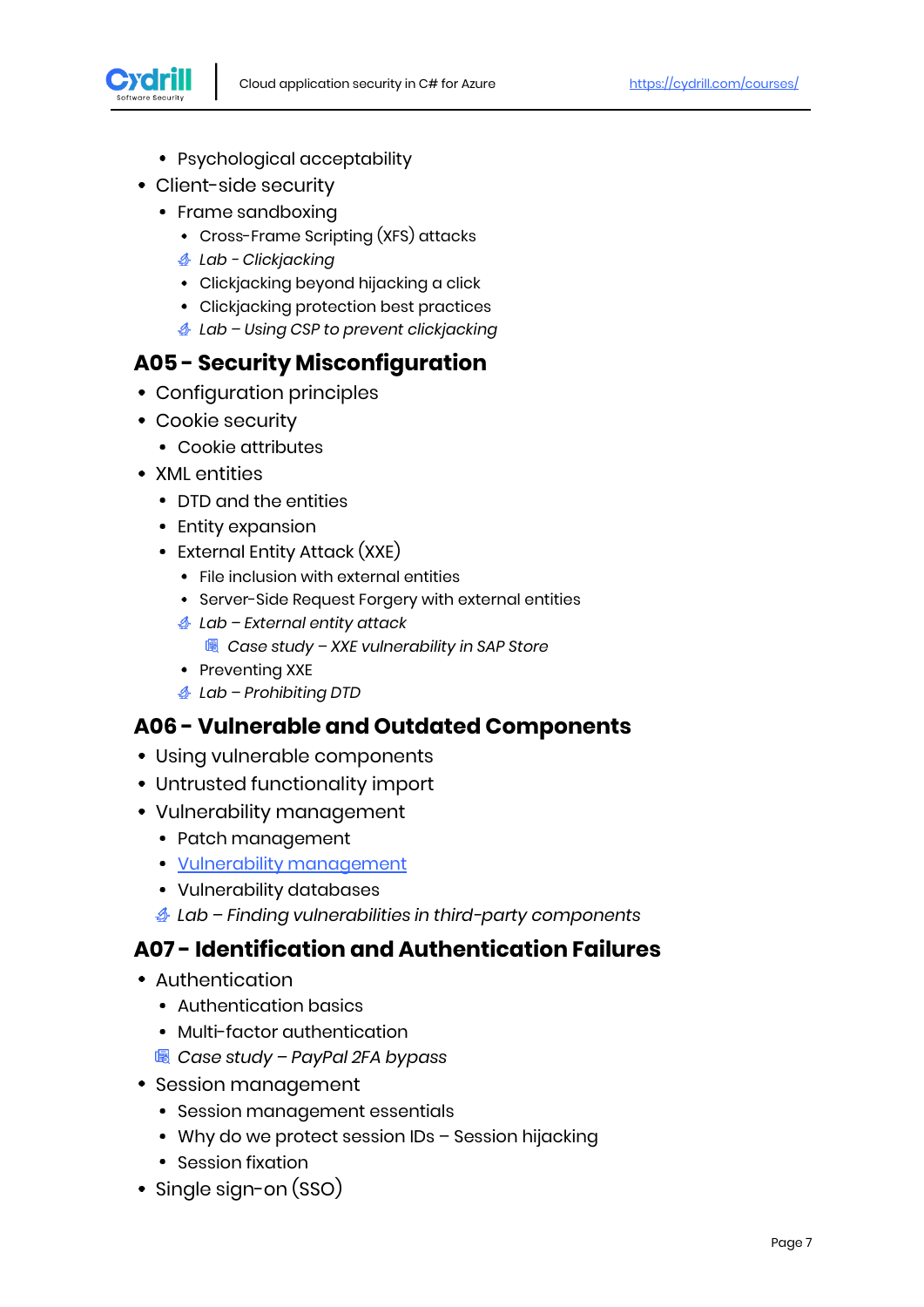- Psychological acceptability
- Client-side security
  - Frame sandboxing
    - Cross-Frame Scripting (XFS) attacks
    - *Lab - Clickjacking*
    - Clickjacking beyond hijacking a click
    - Clickjacking protection best practices
    - *Lab – Using CSP to prevent clickjacking*

## A05 - Security Misconfiguration

- Configuration principles
- Cookie security
  - Cookie attributes
- XML entities
  - DTD and the entities
  - Entity expansion
  - External Entity Attack (XXE)
    - File inclusion with external entities
    - Server-Side Request Forgery with external entities
    - *Lab – External entity attack*
      - *Case study – XXE vulnerability in SAP Store*
    - Preventing XXE
    - *Lab – Prohibiting DTD*

## A06 - Vulnerable and Outdated Components

- Using vulnerable components
- Untrusted functionality import
- Vulnerability management
  - Patch management
  - Vulnerability management
  - Vulnerability databases
  - *Lab – Finding vulnerabilities in third-party components*

## A07 - Identification and Authentication Failures

- Authentication
  - Authentication basics
  - Multi-factor authentication
  - *Case study – PayPal 2FA bypass*
- Session management
  - Session management essentials
  - Why do we protect session IDs – Session hijacking
  - Session fixation
- Single sign-on (SSO)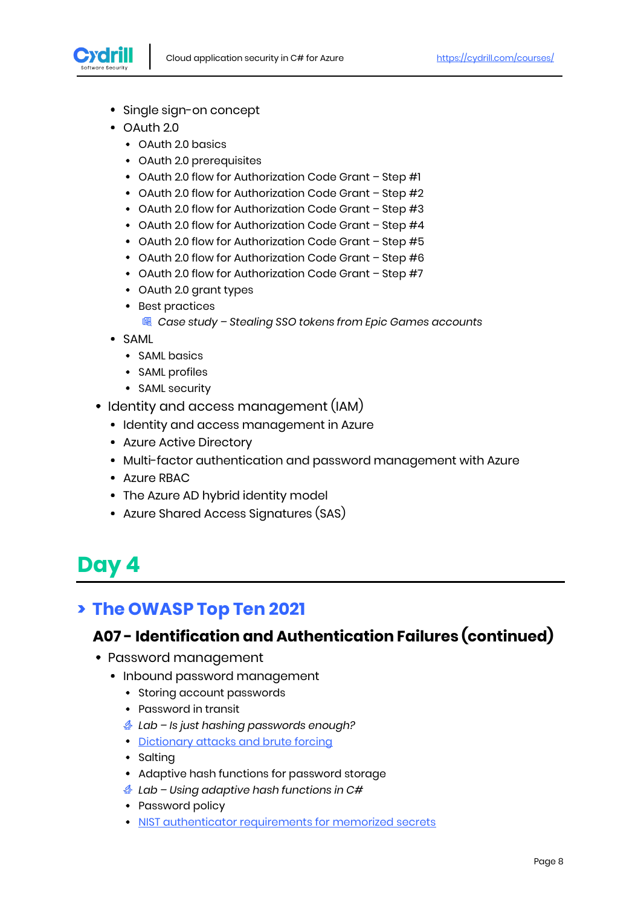- Single sign-on concept
- OAuth 2.0
  - OAuth 2.0 basics
  - OAuth 2.0 prerequisites
  - OAuth 2.0 flow for Authorization Code Grant – Step #1
  - OAuth 2.0 flow for Authorization Code Grant – Step #2
  - OAuth 2.0 flow for Authorization Code Grant – Step #3
  - OAuth 2.0 flow for Authorization Code Grant – Step #4
  - OAuth 2.0 flow for Authorization Code Grant – Step #5
  - OAuth 2.0 flow for Authorization Code Grant – Step #6
  - OAuth 2.0 flow for Authorization Code Grant – Step #7
  - OAuth 2.0 grant types
  - Best practices
    - *Case study – Stealing SSO tokens from Epic Games accounts*
- SAML
  - SAML basics
  - SAML profiles
  - SAML security

- Identity and access management (IAM)
  - Identity and access management in Azure
  - Azure Active Directory
  - Multi-factor authentication and password management with Azure
  - Azure RBAC
  - The Azure AD hybrid identity model
  - Azure Shared Access Signatures (SAS)

# Day 4

## › The OWASP Top Ten 2021

### A07 - Identification and Authentication Failures (continued)

- Password management
  - Inbound password management
    - Storing account passwords
    - Password in transit
    - *Lab – Is just hashing passwords enough?*
    - Dictionary attacks and brute forcing
    - Salting
    - Adaptive hash functions for password storage
    - *Lab – Using adaptive hash functions in C#*
    - Password policy
    - NIST authenticator requirements for memorized secrets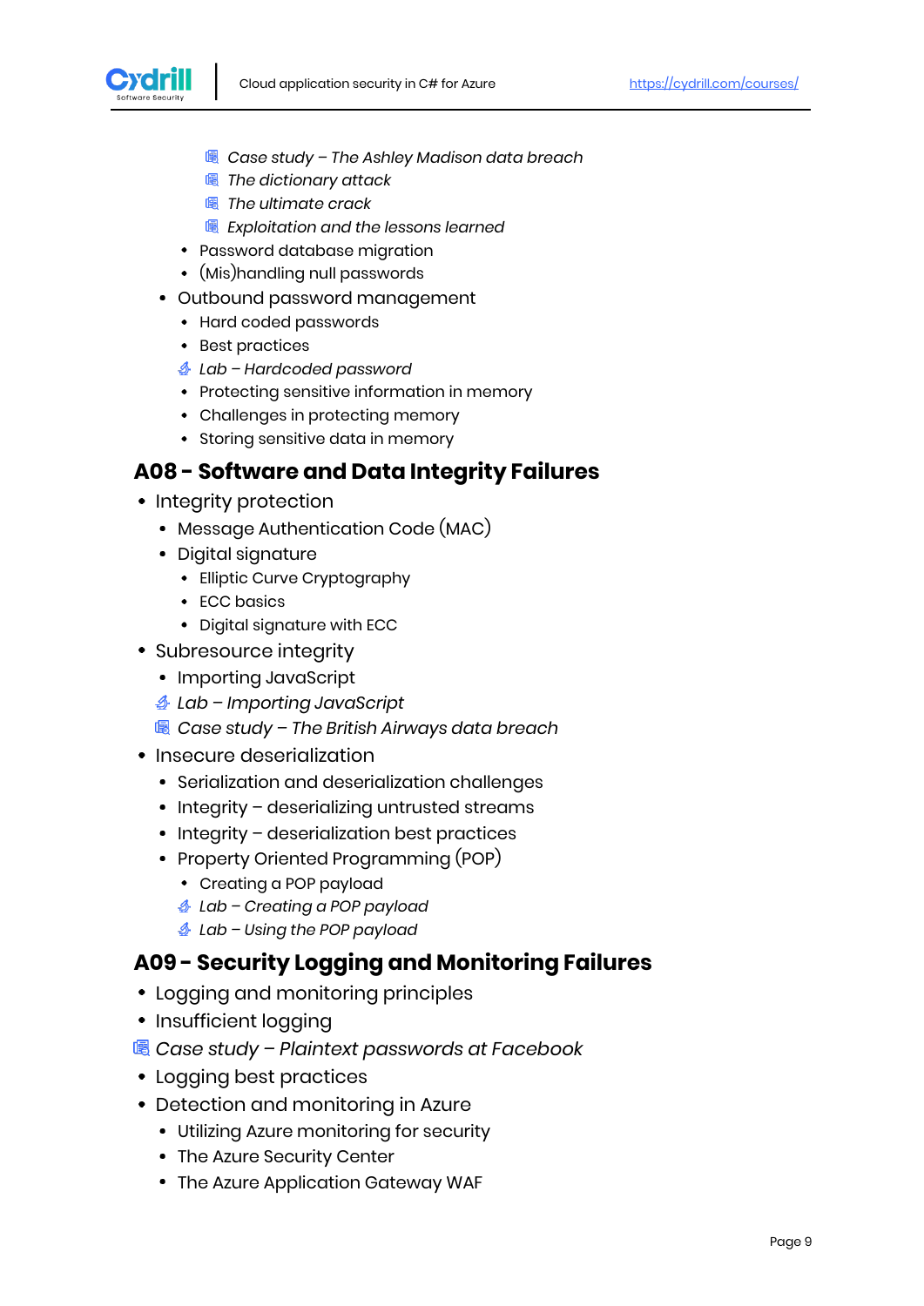- *Case study – The Ashley Madison data breach*
      - *The dictionary attack*
      - *The ultimate crack*
      - *Exploitation and the lessons learned*
    - Password database migration
    - (Mis)handling null passwords
  - Outbound password management
    - Hard coded passwords
    - Best practices
    - *Lab – Hardcoded password*
    - Protecting sensitive information in memory
    - Challenges in protecting memory
    - Storing sensitive data in memory

## A08 - Software and Data Integrity Failures

- Integrity protection
  - Message Authentication Code (MAC)
  - Digital signature
    - Elliptic Curve Cryptography
    - ECC basics
    - Digital signature with ECC
- Subresource integrity
  - Importing JavaScript
  - *Lab – Importing JavaScript*
  - *Case study – The British Airways data breach*
- Insecure deserialization
  - Serialization and deserialization challenges
  - Integrity – deserializing untrusted streams
  - Integrity – deserialization best practices
  - Property Oriented Programming (POP)
    - Creating a POP payload
    - *Lab – Creating a POP payload*
    - *Lab – Using the POP payload*

## A09 - Security Logging and Monitoring Failures

- Logging and monitoring principles
- Insufficient logging
- *Case study – Plaintext passwords at Facebook*
- Logging best practices
- Detection and monitoring in Azure
  - Utilizing Azure monitoring for security
  - The Azure Security Center
  - The Azure Application Gateway WAF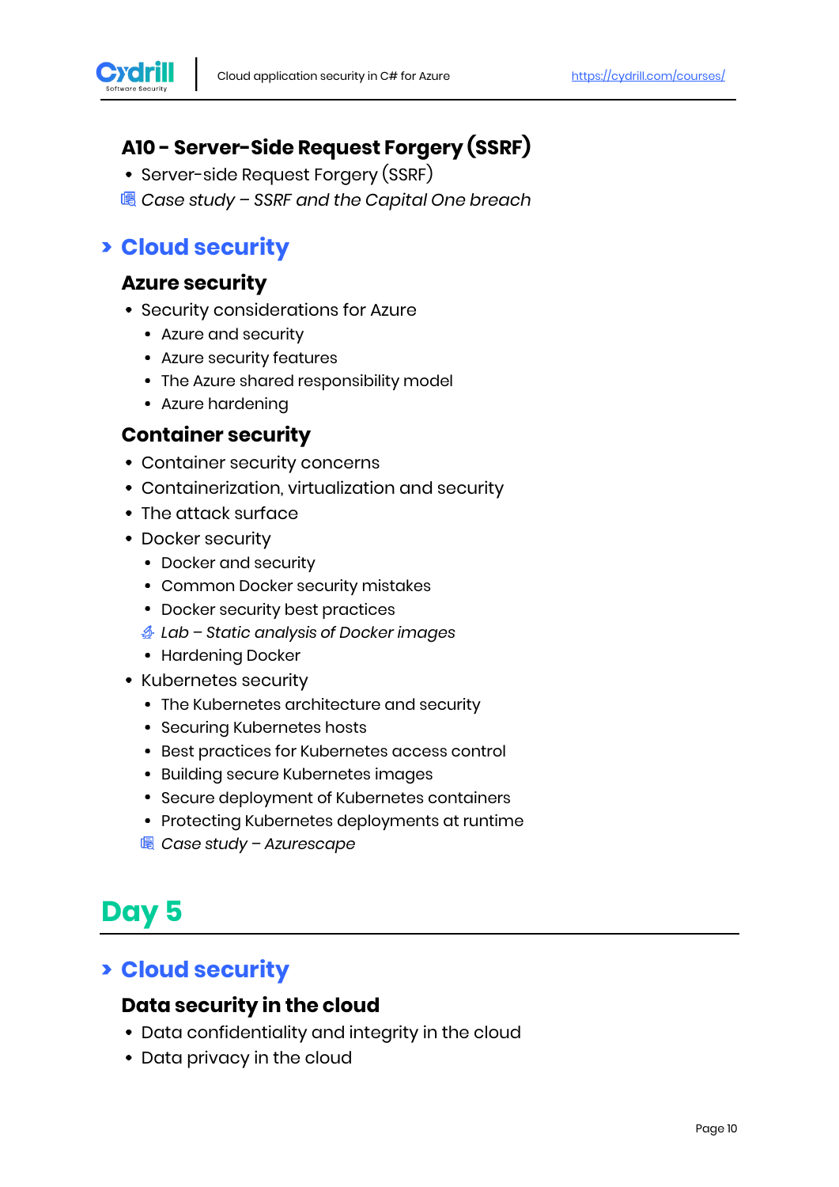### A10 - Server-Side Request Forgery (SSRF)

- Server-side Request Forgery (SSRF)
- *Case study – SSRF and the Capital One breach*

## › Cloud security

### Azure security

- Security considerations for Azure
  - Azure and security
  - Azure security features
  - The Azure shared responsibility model
  - Azure hardening

### Container security

- Container security concerns
- Containerization, virtualization and security
- The attack surface
- Docker security
  - Docker and security
  - Common Docker security mistakes
  - Docker security best practices
  - *Lab – Static analysis of Docker images*
  - Hardening Docker
- Kubernetes security
  - The Kubernetes architecture and security
  - Securing Kubernetes hosts
  - Best practices for Kubernetes access control
  - Building secure Kubernetes images
  - Secure deployment of Kubernetes containers
  - Protecting Kubernetes deployments at runtime
  - *Case study – Azurescape*

# Day 5

## › Cloud security

### Data security in the cloud

- Data confidentiality and integrity in the cloud
- Data privacy in the cloud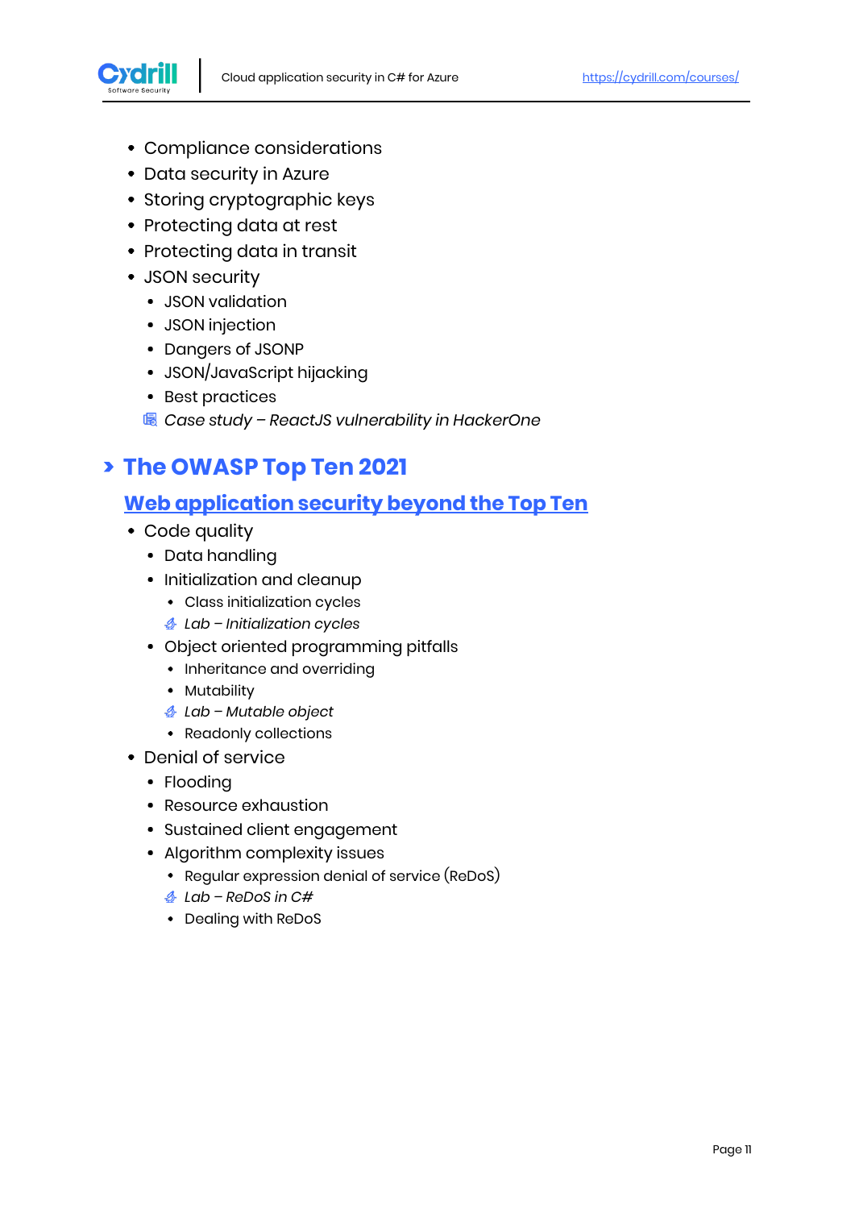- Compliance considerations
- Data security in Azure
- Storing cryptographic keys
- Protecting data at rest
- Protecting data in transit
- JSON security
  - JSON validation
  - JSON injection
  - Dangers of JSONP
  - JSON/JavaScript hijacking
  - Best practices
  - *Case study – ReactJS vulnerability in HackerOne*

## The OWASP Top Ten 2021

### Web application security beyond the Top Ten

- Code quality
  - Data handling
  - Initialization and cleanup
    - Class initialization cycles
    - *Lab – Initialization cycles*
  - Object oriented programming pitfalls
    - Inheritance and overriding
    - Mutability
    - *Lab – Mutable object*
    - Readonly collections
- Denial of service
  - Flooding
  - Resource exhaustion
  - Sustained client engagement
  - Algorithm complexity issues
    - Regular expression denial of service (ReDoS)
    - *Lab – ReDoS in C#*
    - Dealing with ReDoS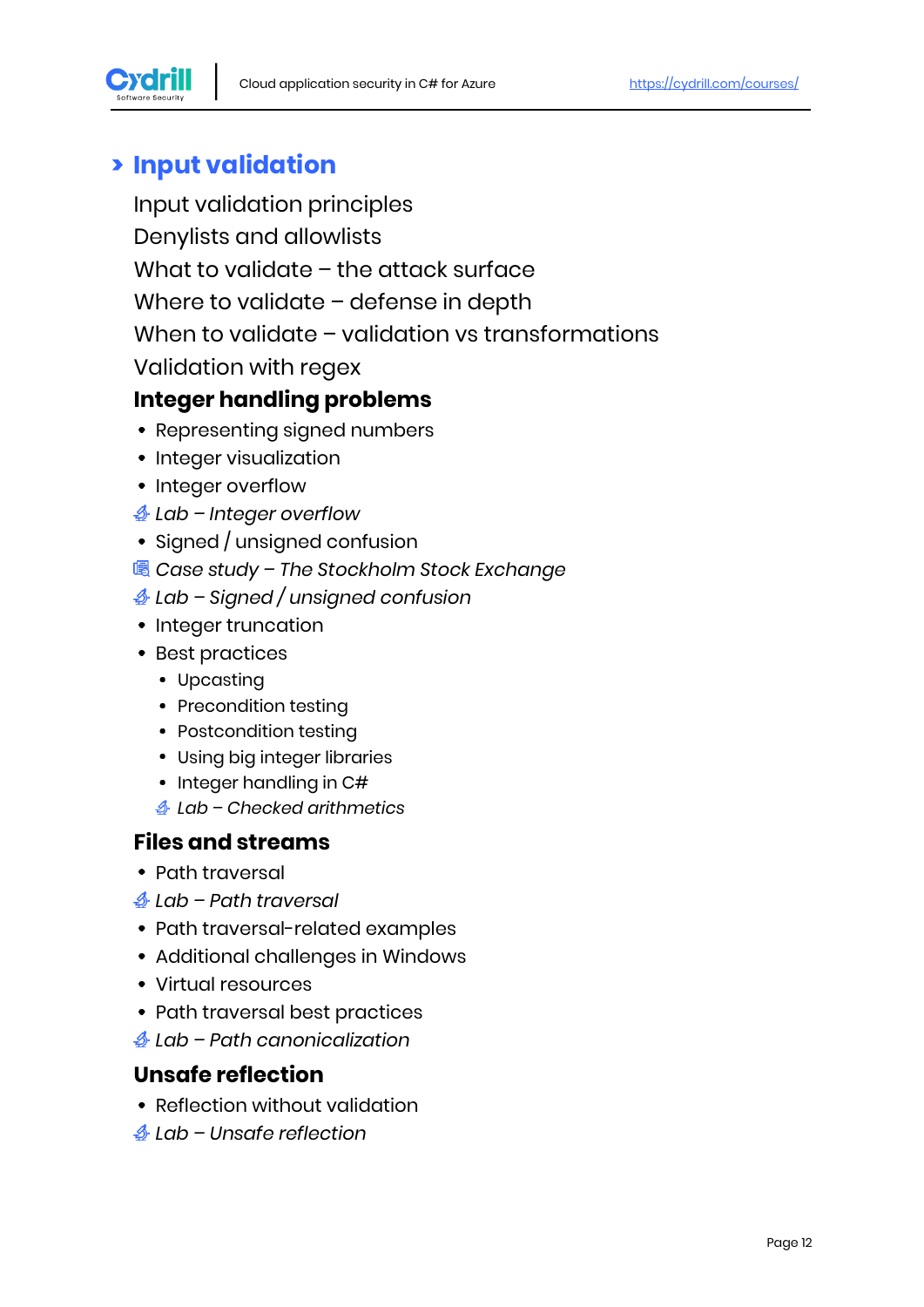## Input validation

Input validation principles

Denylists and allowlists

What to validate – the attack surface

Where to validate – defense in depth

When to validate – validation vs transformations

Validation with regex

### Integer handling problems

- Representing signed numbers
- Integer visualization
- Integer overflow
- *Lab – Integer overflow*
- Signed / unsigned confusion
- *Case study – The Stockholm Stock Exchange*
- *Lab – Signed / unsigned confusion*
- Integer truncation
- Best practices
  - Upcasting
  - Precondition testing
  - Postcondition testing
  - Using big integer libraries
  - Integer handling in C#
  - *Lab – Checked arithmetics*

### Files and streams

- Path traversal
- *Lab – Path traversal*
- Path traversal-related examples
- Additional challenges in Windows
- Virtual resources
- Path traversal best practices
- *Lab – Path canonicalization*

### Unsafe reflection

- Reflection without validation
- *Lab – Unsafe reflection*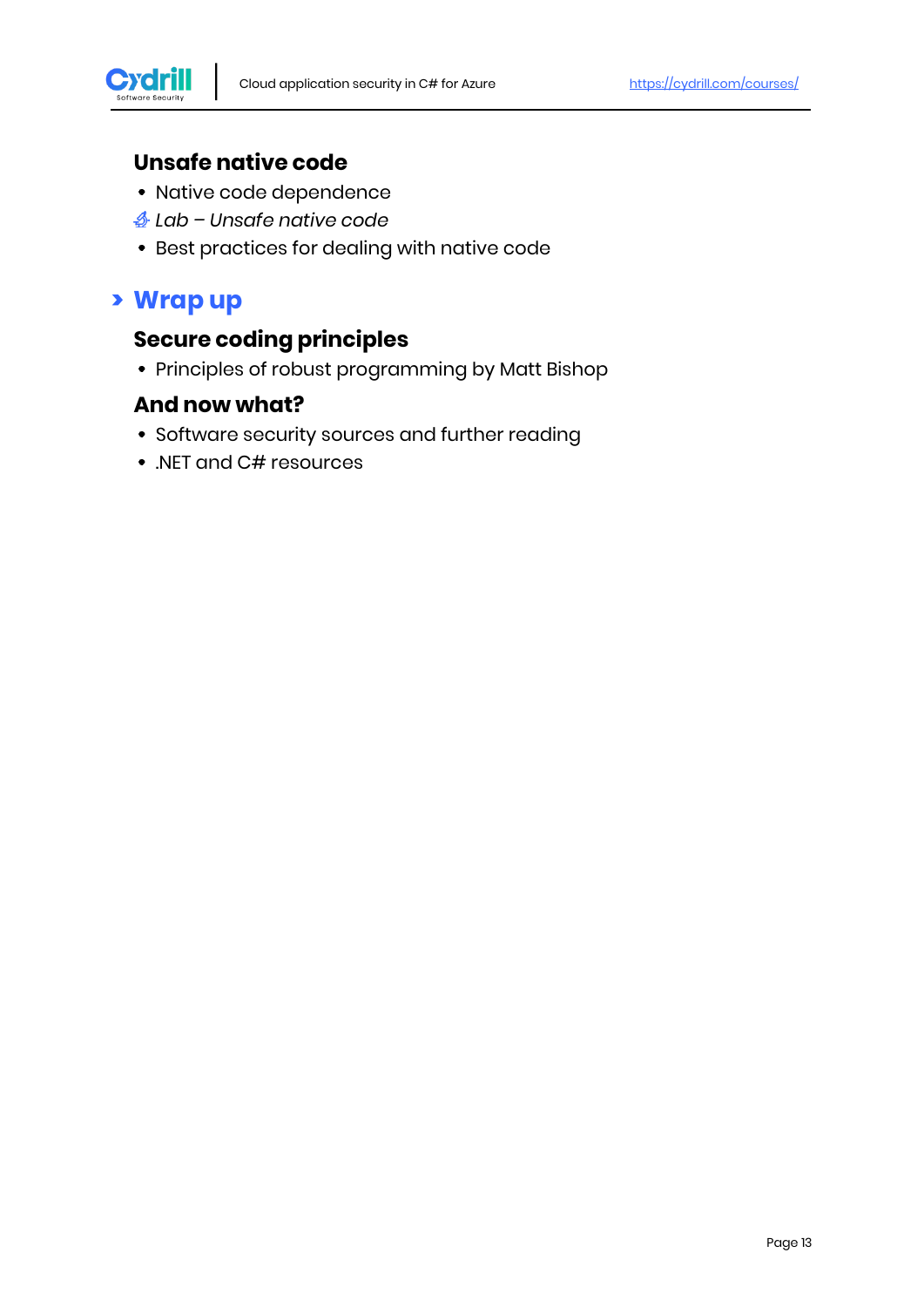### Unsafe native code

- Native code dependence
- *Lab – Unsafe native code*
- Best practices for dealing with native code

## Wrap up

### Secure coding principles

- Principles of robust programming by Matt Bishop

### And now what?

- Software security sources and further reading
- .NET and C# resources